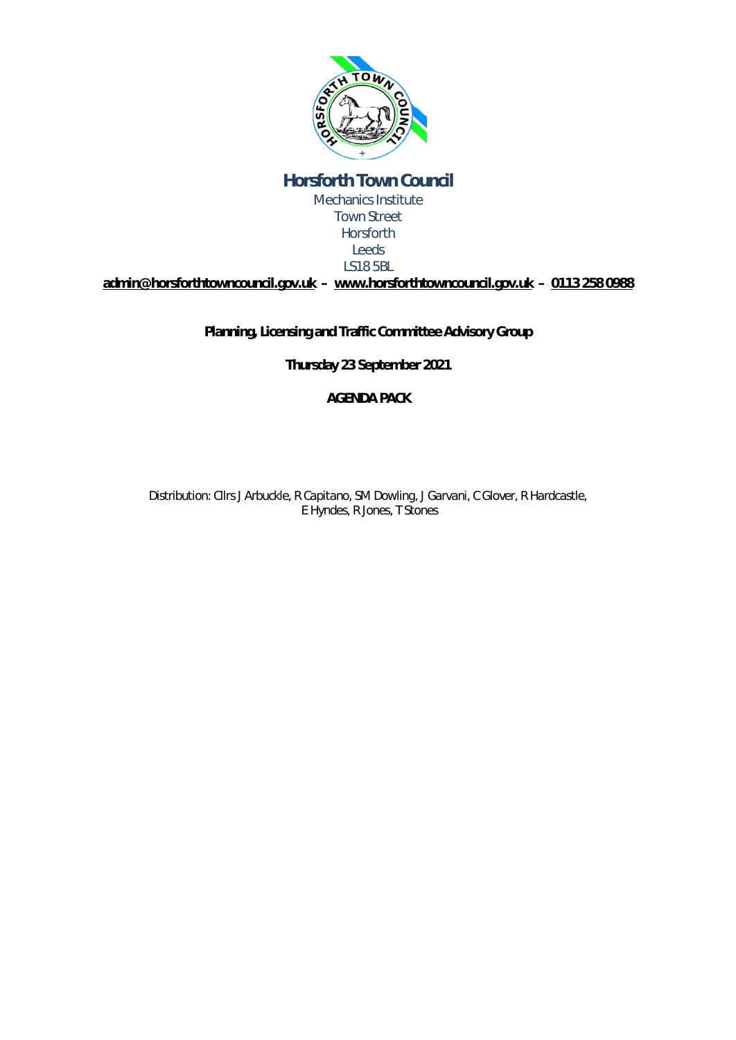# Horsforth Town Council

Mechanics Institute
Town Street
Horsforth
Leeds
LS18 5BL

**admin@horsforthtowncouncil.gov.uk – www.horsforthtowncouncil.gov.uk – 0113 258 0988**

**Planning, Licensing and Traffic Committee Advisory Group**

**Thursday 23 September 2021**

**AGENDA PACK**

Distribution: Cllrs J Arbuckle, R Capitano, SM Dowling, J Garvani, C Glover, R Hardcastle, E Hyndes, R Jones, T Stones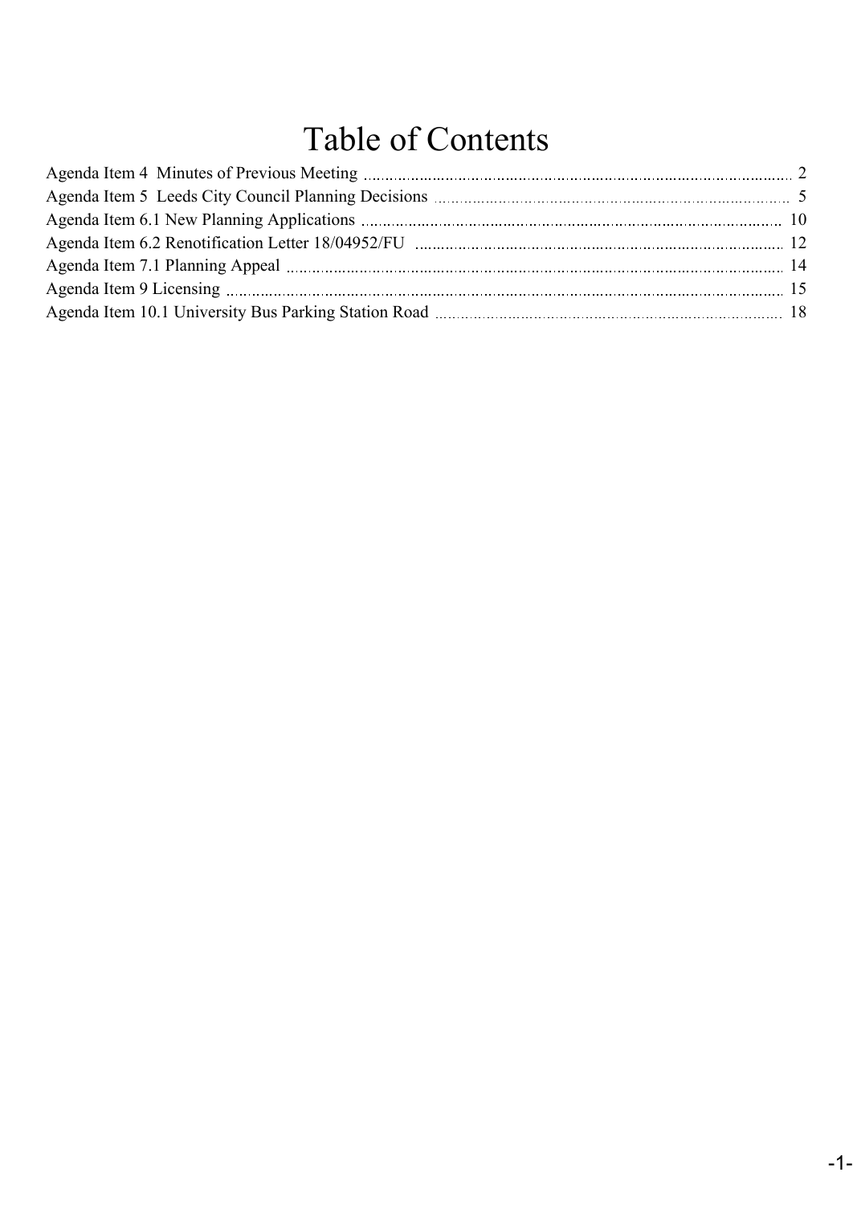# Table of Contents

| | |
|---|---|
| Agenda Item 4  Minutes of Previous Meeting | 2 |
| Agenda Item 5  Leeds City Council Planning Decisions | 5 |
| Agenda Item 6.1 New Planning Applications | 10 |
| Agenda Item 6.2 Renotification Letter 18/04952/FU | 12 |
| Agenda Item 7.1 Planning Appeal | 14 |
| Agenda Item 9 Licensing | 15 |
| Agenda Item 10.1 University Bus Parking Station Road | 18 |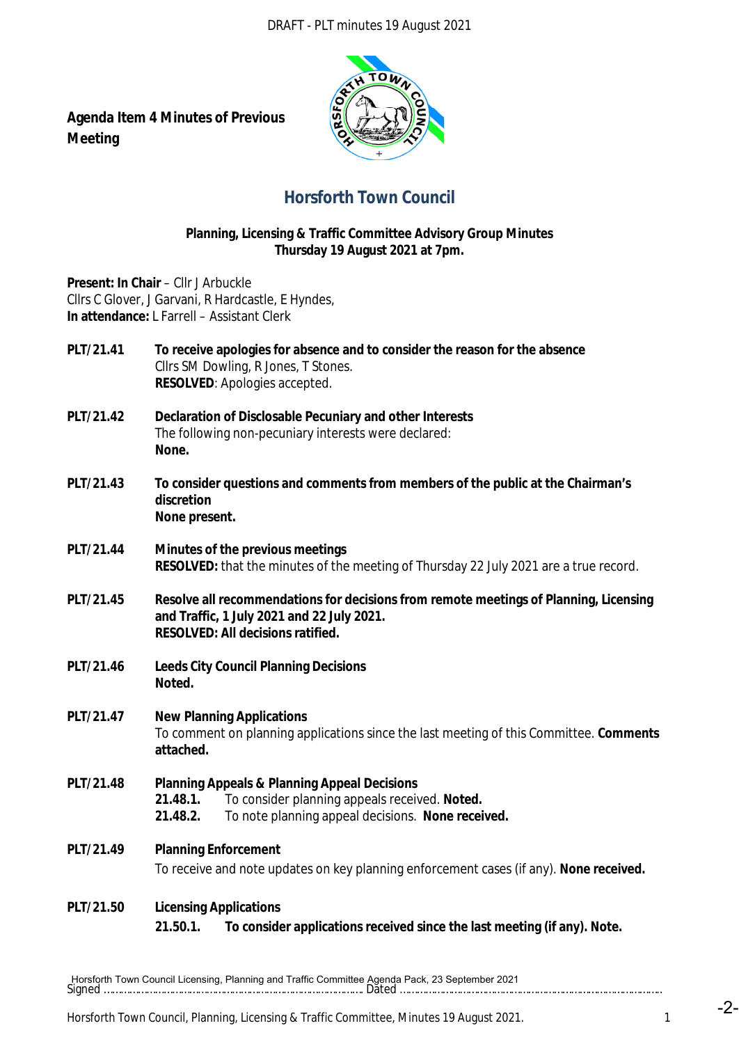**Agenda Item 4 Minutes of Previous Meeting**

# Horsforth Town Council

**Planning, Licensing & Traffic Committee Advisory Group Minutes**
**Thursday 19 August 2021 at 7pm.**

**Present: In Chair** – Cllr J Arbuckle
Cllrs C Glover, J Garvani, R Hardcastle, E Hyndes,
**In attendance:** L Farrell – Assistant Clerk

**PLT/21.41** **To receive apologies for absence and to consider the reason for the absence**
Cllrs SM Dowling, R Jones, T Stones.
**RESOLVED**: Apologies accepted.

**PLT/21.42** **Declaration of Disclosable Pecuniary and other Interests**
The following non-pecuniary interests were declared:
**None.**

**PLT/21.43** **To consider questions and comments from members of the public at the Chairman's discretion**
**None present.**

**PLT/21.44** **Minutes of the previous meetings**
**RESOLVED:** that the minutes of the meeting of Thursday 22 July 2021 are a true record.

**PLT/21.45** **Resolve all recommendations for decisions from remote meetings of Planning, Licensing and Traffic, 1 July 2021 and 22 July 2021.**
**RESOLVED: All decisions ratified.**

**PLT/21.46** **Leeds City Council Planning Decisions**
**Noted.**

**PLT/21.47** **New Planning Applications**
To comment on planning applications since the last meeting of this Committee. **Comments attached.**

**PLT/21.48** **Planning Appeals & Planning Appeal Decisions**
**21.48.1.** To consider planning appeals received. **Noted.**
**21.48.2.** To note planning appeal decisions. **None received.**

**PLT/21.49** **Planning Enforcement**
To receive and note updates on key planning enforcement cases (if any). **None received.**

**PLT/21.50** **Licensing Applications**
**21.50.1.** **To consider applications received since the last meeting (if any). Note.**

Signed ………………………………………………………………………… Dated ……………………………………………………………………………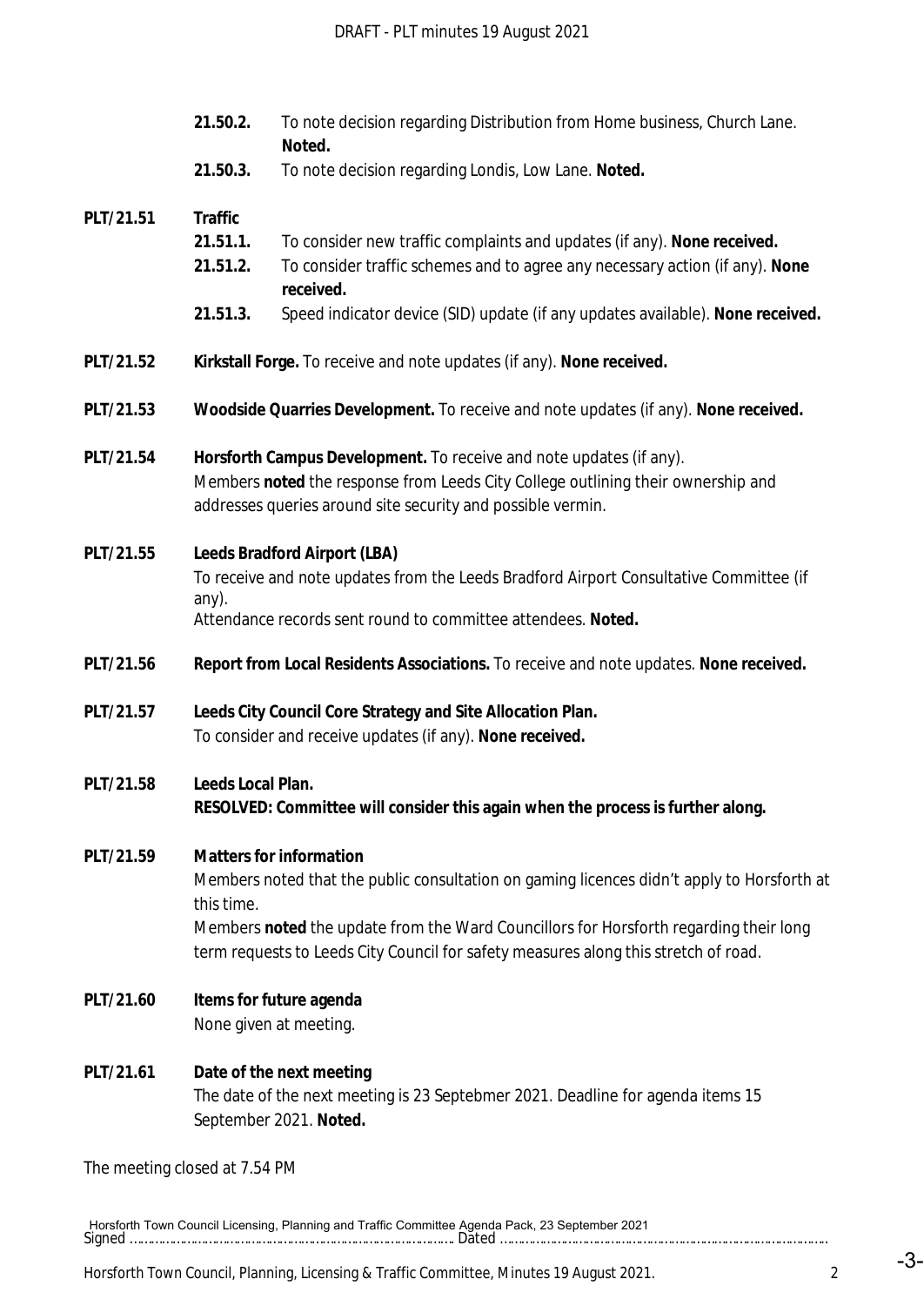**21.50.2.** To note decision regarding Distribution from Home business, Church Lane. **Noted.**

**21.50.3.** To note decision regarding Londis, Low Lane. **Noted.**

**PLT/21.51 Traffic**

**21.51.1.** To consider new traffic complaints and updates (if any). **None received.**

**21.51.2.** To consider traffic schemes and to agree any necessary action (if any). **None received.**

**21.51.3.** Speed indicator device (SID) update (if any updates available). **None received.**

**PLT/21.52 Kirkstall Forge.** To receive and note updates (if any). **None received.**

**PLT/21.53 Woodside Quarries Development.** To receive and note updates (if any). **None received.**

**PLT/21.54 Horsforth Campus Development.** To receive and note updates (if any).
Members **noted** the response from Leeds City College outlining their ownership and addresses queries around site security and possible vermin.

**PLT/21.55 Leeds Bradford Airport (LBA)**
To receive and note updates from the Leeds Bradford Airport Consultative Committee (if any).
Attendance records sent round to committee attendees. **Noted.**

**PLT/21.56 Report from Local Residents Associations.** To receive and note updates. **None received.**

**PLT/21.57 Leeds City Council Core Strategy and Site Allocation Plan.**
To consider and receive updates (if any). **None received.**

**PLT/21.58 Leeds Local Plan.**
**RESOLVED: Committee will consider this again when the process is further along.**

**PLT/21.59 Matters for information**
Members noted that the public consultation on gaming licences didn't apply to Horsforth at this time.
Members **noted** the update from the Ward Councillors for Horsforth regarding their long term requests to Leeds City Council for safety measures along this stretch of road.

**PLT/21.60 Items for future agenda**
None given at meeting.

**PLT/21.61 Date of the next meeting**
The date of the next meeting is 23 Septebmer 2021. Deadline for agenda items 15 September 2021. **Noted.**

The meeting closed at 7.54 PM

Signed ……………………………………………………………………………… Dated ………………………………………………………………………………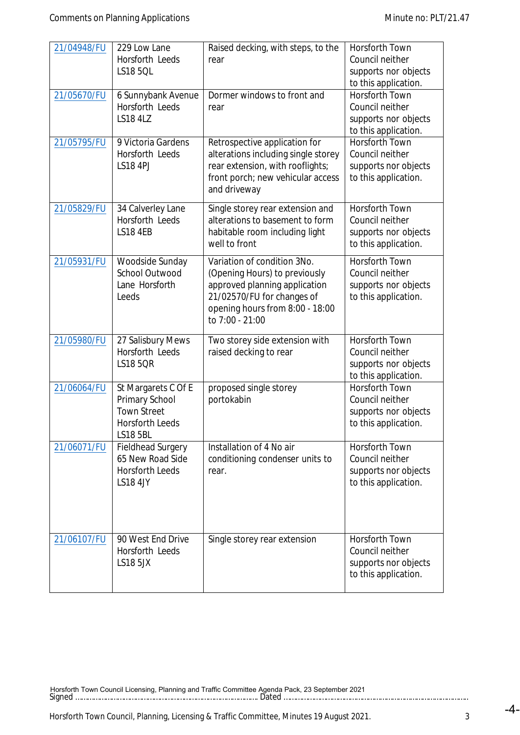| 21/04948/FU | 229 Low Lane Horsforth Leeds LS18 5QL | Raised decking, with steps, to the rear | Horsforth Town Council neither supports nor objects to this application. |
|---|---|---|---|
| 21/05670/FU | 6 Sunnybank Avenue Horsforth Leeds LS18 4LZ | Dormer windows to front and rear | Horsforth Town Council neither supports nor objects to this application. |
| 21/05795/FU | 9 Victoria Gardens Horsforth Leeds LS18 4PJ | Retrospective application for alterations including single storey rear extension, with rooflights; front porch; new vehicular access and driveway | Horsforth Town Council neither supports nor objects to this application. |
| 21/05829/FU | 34 Calverley Lane Horsforth Leeds LS18 4EB | Single storey rear extension and alterations to basement to form habitable room including light well to front | Horsforth Town Council neither supports nor objects to this application. |
| 21/05931/FU | Woodside Sunday School Outwood Lane Horsforth Leeds | Variation of condition 3No. (Opening Hours) to previously approved planning application 21/02570/FU for changes of opening hours from 8:00 - 18:00 to 7:00 - 21:00 | Horsforth Town Council neither supports nor objects to this application. |
| 21/05980/FU | 27 Salisbury Mews Horsforth Leeds LS18 5QR | Two storey side extension with raised decking to rear | Horsforth Town Council neither supports nor objects to this application. |
| 21/06064/FU | St Margarets C Of E Primary School Town Street Horsforth Leeds LS18 5BL | proposed single storey portokabin | Horsforth Town Council neither supports nor objects to this application. |
| 21/06071/FU | Fieldhead Surgery 65 New Road Side Horsforth Leeds LS18 4JY | Installation of 4 No air conditioning condenser units to rear. | Horsforth Town Council neither supports nor objects to this application. |
| 21/06107/FU | 90 West End Drive Horsforth Leeds LS18 5JX | Single storey rear extension | Horsforth Town Council neither supports nor objects to this application. |

Signed ………………………………………………………………… Dated …………………………………………………………………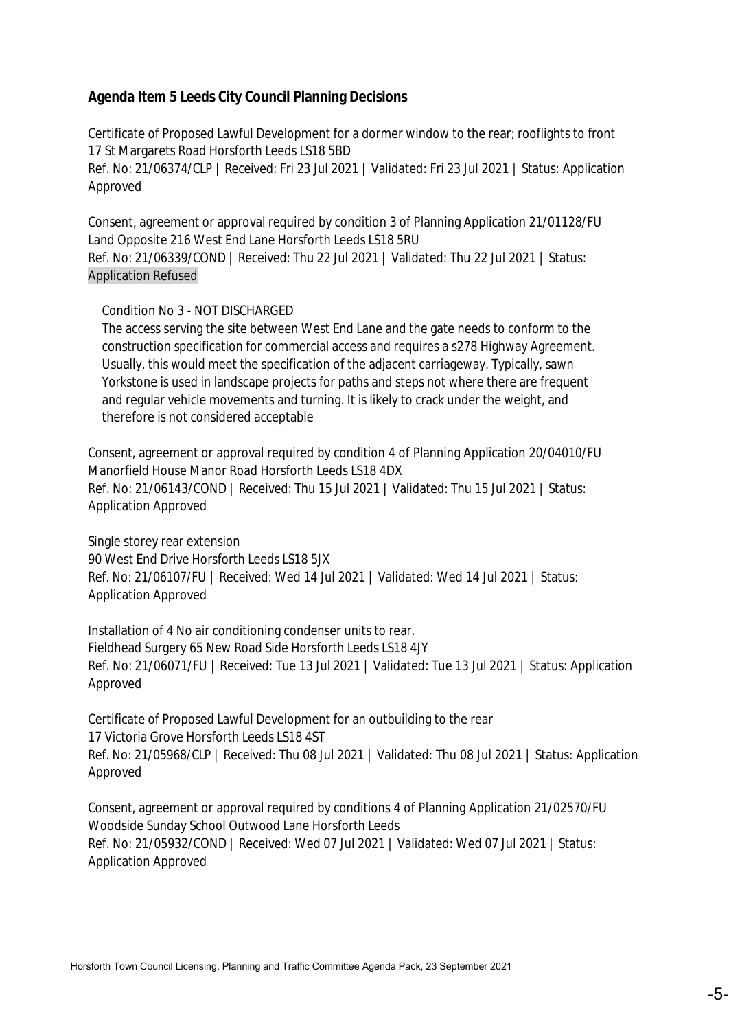**Agenda Item 5 Leeds City Council Planning Decisions**

Certificate of Proposed Lawful Development for a dormer window to the rear; rooflights to front
17 St Margarets Road Horsforth Leeds LS18 5BD
Ref. No: 21/06374/CLP | Received: Fri 23 Jul 2021 | Validated: Fri 23 Jul 2021 | Status: Application Approved

Consent, agreement or approval required by condition 3 of Planning Application 21/01128/FU
Land Opposite 216 West End Lane Horsforth Leeds LS18 5RU
Ref. No: 21/06339/COND | Received: Thu 22 Jul 2021 | Validated: Thu 22 Jul 2021 | Status: Application Refused

> Condition No 3 - NOT DISCHARGED
> The access serving the site between West End Lane and the gate needs to conform to the construction specification for commercial access and requires a s278 Highway Agreement. Usually, this would meet the specification of the adjacent carriageway. Typically, sawn Yorkstone is used in landscape projects for paths and steps not where there are frequent and regular vehicle movements and turning. It is likely to crack under the weight, and therefore is not considered acceptable

Consent, agreement or approval required by condition 4 of Planning Application 20/04010/FU
Manorfield House Manor Road Horsforth Leeds LS18 4DX
Ref. No: 21/06143/COND | Received: Thu 15 Jul 2021 | Validated: Thu 15 Jul 2021 | Status: Application Approved

Single storey rear extension
90 West End Drive Horsforth Leeds LS18 5JX
Ref. No: 21/06107/FU | Received: Wed 14 Jul 2021 | Validated: Wed 14 Jul 2021 | Status: Application Approved

Installation of 4 No air conditioning condenser units to rear.
Fieldhead Surgery 65 New Road Side Horsforth Leeds LS18 4JY
Ref. No: 21/06071/FU | Received: Tue 13 Jul 2021 | Validated: Tue 13 Jul 2021 | Status: Application Approved

Certificate of Proposed Lawful Development for an outbuilding to the rear
17 Victoria Grove Horsforth Leeds LS18 4ST
Ref. No: 21/05968/CLP | Received: Thu 08 Jul 2021 | Validated: Thu 08 Jul 2021 | Status: Application Approved

Consent, agreement or approval required by conditions 4 of Planning Application 21/02570/FU
Woodside Sunday School Outwood Lane Horsforth Leeds
Ref. No: 21/05932/COND | Received: Wed 07 Jul 2021 | Validated: Wed 07 Jul 2021 | Status: Application Approved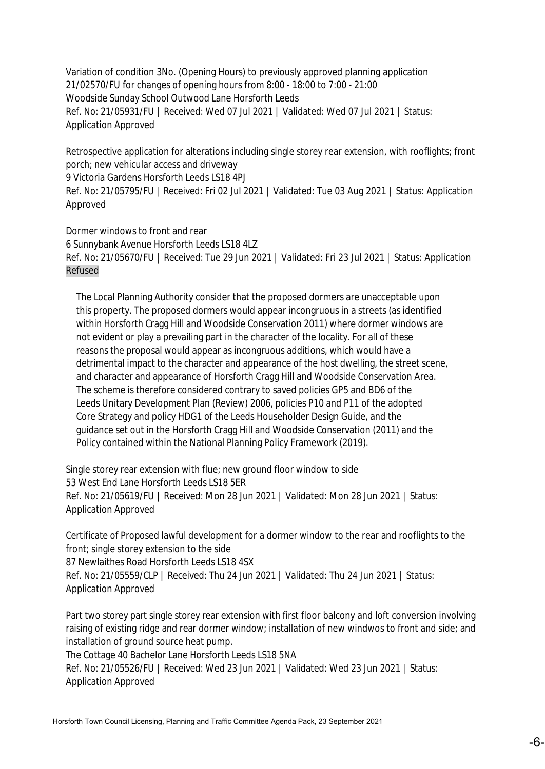Variation of condition 3No. (Opening Hours) to previously approved planning application 21/02570/FU for changes of opening hours from 8:00 - 18:00 to 7:00 - 21:00
Woodside Sunday School Outwood Lane Horsforth Leeds
Ref. No: 21/05931/FU | Received: Wed 07 Jul 2021 | Validated: Wed 07 Jul 2021 | Status: Application Approved

Retrospective application for alterations including single storey rear extension, with rooflights; front porch; new vehicular access and driveway
9 Victoria Gardens Horsforth Leeds LS18 4PJ
Ref. No: 21/05795/FU | Received: Fri 02 Jul 2021 | Validated: Tue 03 Aug 2021 | Status: Application Approved

Dormer windows to front and rear
6 Sunnybank Avenue Horsforth Leeds LS18 4LZ
Ref. No: 21/05670/FU | Received: Tue 29 Jun 2021 | Validated: Fri 23 Jul 2021 | Status: Application Refused

> The Local Planning Authority consider that the proposed dormers are unacceptable upon this property. The proposed dormers would appear incongruous in a streets (as identified within Horsforth Cragg Hill and Woodside Conservation 2011) where dormer windows are not evident or play a prevailing part in the character of the locality. For all of these reasons the proposal would appear as incongruous additions, which would have a detrimental impact to the character and appearance of the host dwelling, the street scene, and character and appearance of Horsforth Cragg Hill and Woodside Conservation Area. The scheme is therefore considered contrary to saved policies GP5 and BD6 of the Leeds Unitary Development Plan (Review) 2006, policies P10 and P11 of the adopted Core Strategy and policy HDG1 of the Leeds Householder Design Guide, and the guidance set out in the Horsforth Cragg Hill and Woodside Conservation (2011) and the Policy contained within the National Planning Policy Framework (2019).

Single storey rear extension with flue; new ground floor window to side
53 West End Lane Horsforth Leeds LS18 5ER
Ref. No: 21/05619/FU | Received: Mon 28 Jun 2021 | Validated: Mon 28 Jun 2021 | Status: Application Approved

Certificate of Proposed lawful development for a dormer window to the rear and rooflights to the front; single storey extension to the side
87 Newlaithes Road Horsforth Leeds LS18 4SX
Ref. No: 21/05559/CLP | Received: Thu 24 Jun 2021 | Validated: Thu 24 Jun 2021 | Status: Application Approved

Part two storey part single storey rear extension with first floor balcony and loft conversion involving raising of existing ridge and rear dormer window; installation of new windwos to front and side; and installation of ground source heat pump.
The Cottage 40 Bachelor Lane Horsforth Leeds LS18 5NA
Ref. No: 21/05526/FU | Received: Wed 23 Jun 2021 | Validated: Wed 23 Jun 2021 | Status: Application Approved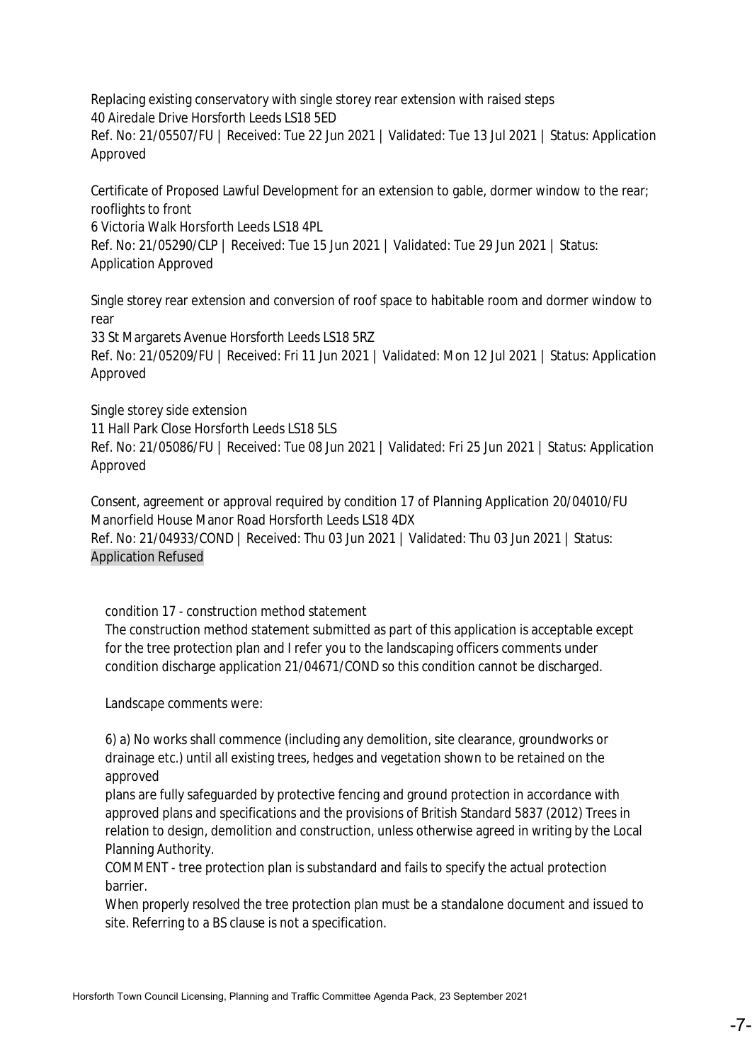Replacing existing conservatory with single storey rear extension with raised steps
40 Airedale Drive Horsforth Leeds LS18 5ED
Ref. No: 21/05507/FU | Received: Tue 22 Jun 2021 | Validated: Tue 13 Jul 2021 | Status: Application Approved

Certificate of Proposed Lawful Development for an extension to gable, dormer window to the rear; rooflights to front
6 Victoria Walk Horsforth Leeds LS18 4PL
Ref. No: 21/05290/CLP | Received: Tue 15 Jun 2021 | Validated: Tue 29 Jun 2021 | Status: Application Approved

Single storey rear extension and conversion of roof space to habitable room and dormer window to rear
33 St Margarets Avenue Horsforth Leeds LS18 5RZ
Ref. No: 21/05209/FU | Received: Fri 11 Jun 2021 | Validated: Mon 12 Jul 2021 | Status: Application Approved

Single storey side extension
11 Hall Park Close Horsforth Leeds LS18 5LS
Ref. No: 21/05086/FU | Received: Tue 08 Jun 2021 | Validated: Fri 25 Jun 2021 | Status: Application Approved

Consent, agreement or approval required by condition 17 of Planning Application 20/04010/FU
Manorfield House Manor Road Horsforth Leeds LS18 4DX
Ref. No: 21/04933/COND | Received: Thu 03 Jun 2021 | Validated: Thu 03 Jun 2021 | Status: Application Refused

condition 17 - construction method statement
The construction method statement submitted as part of this application is acceptable except for the tree protection plan and I refer you to the landscaping officers comments under condition discharge application 21/04671/COND so this condition cannot be discharged.

Landscape comments were:

6) a) No works shall commence (including any demolition, site clearance, groundworks or drainage etc.) until all existing trees, hedges and vegetation shown to be retained on the approved plans are fully safeguarded by protective fencing and ground protection in accordance with approved plans and specifications and the provisions of British Standard 5837 (2012) Trees in relation to design, demolition and construction, unless otherwise agreed in writing by the Local Planning Authority.
COMMENT - tree protection plan is substandard and fails to specify the actual protection barrier.
When properly resolved the tree protection plan must be a standalone document and issued to site. Referring to a BS clause is not a specification.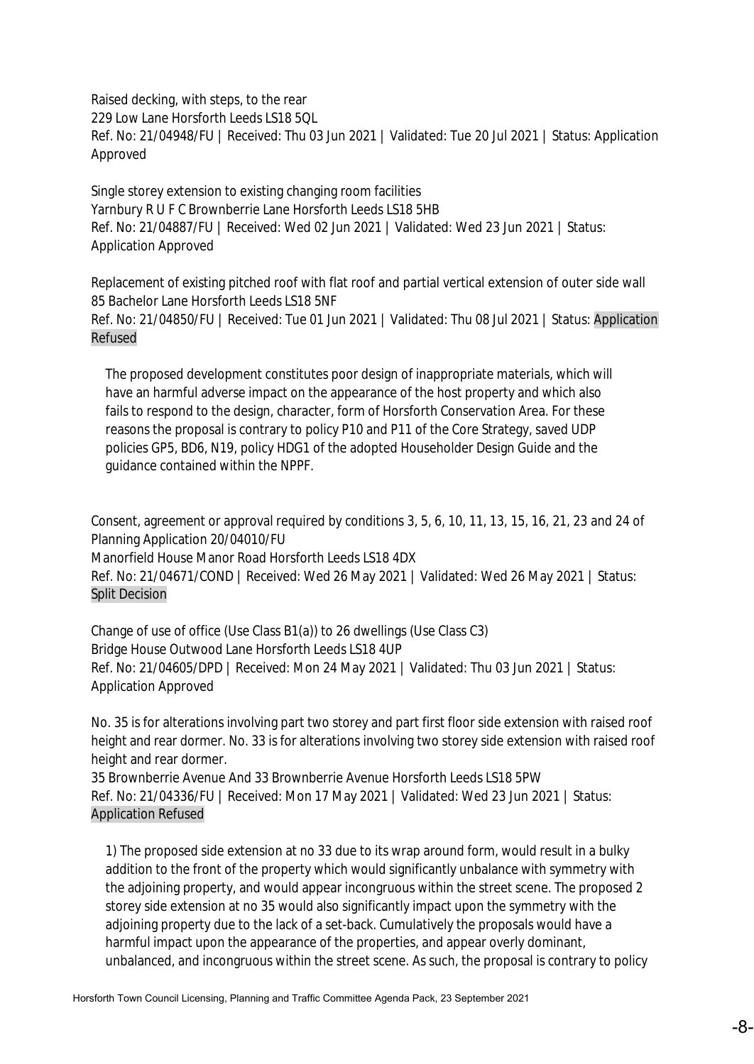Raised decking, with steps, to the rear
229 Low Lane Horsforth Leeds LS18 5QL
Ref. No: 21/04948/FU | Received: Thu 03 Jun 2021 | Validated: Tue 20 Jul 2021 | Status: Application Approved

Single storey extension to existing changing room facilities
Yarnbury R U F C Brownberrie Lane Horsforth Leeds LS18 5HB
Ref. No: 21/04887/FU | Received: Wed 02 Jun 2021 | Validated: Wed 23 Jun 2021 | Status: Application Approved

Replacement of existing pitched roof with flat roof and partial vertical extension of outer side wall
85 Bachelor Lane Horsforth Leeds LS18 5NF
Ref. No: 21/04850/FU | Received: Tue 01 Jun 2021 | Validated: Thu 08 Jul 2021 | Status: Application Refused

> The proposed development constitutes poor design of inappropriate materials, which will have an harmful adverse impact on the appearance of the host property and which also fails to respond to the design, character, form of Horsforth Conservation Area. For these reasons the proposal is contrary to policy P10 and P11 of the Core Strategy, saved UDP policies GP5, BD6, N19, policy HDG1 of the adopted Householder Design Guide and the guidance contained within the NPPF.

Consent, agreement or approval required by conditions 3, 5, 6, 10, 11, 13, 15, 16, 21, 23 and 24 of Planning Application 20/04010/FU
Manorfield House Manor Road Horsforth Leeds LS18 4DX
Ref. No: 21/04671/COND | Received: Wed 26 May 2021 | Validated: Wed 26 May 2021 | Status: Split Decision

Change of use of office (Use Class B1(a)) to 26 dwellings (Use Class C3)
Bridge House Outwood Lane Horsforth Leeds LS18 4UP
Ref. No: 21/04605/DPD | Received: Mon 24 May 2021 | Validated: Thu 03 Jun 2021 | Status: Application Approved

No. 35 is for alterations involving part two storey and part first floor side extension with raised roof height and rear dormer. No. 33 is for alterations involving two storey side extension with raised roof height and rear dormer.
35 Brownberrie Avenue And 33 Brownberrie Avenue Horsforth Leeds LS18 5PW
Ref. No: 21/04336/FU | Received: Mon 17 May 2021 | Validated: Wed 23 Jun 2021 | Status: Application Refused

> 1) The proposed side extension at no 33 due to its wrap around form, would result in a bulky addition to the front of the property which would significantly unbalance with symmetry with the adjoining property, and would appear incongruous within the street scene. The proposed 2 storey side extension at no 35 would also significantly impact upon the symmetry with the adjoining property due to the lack of a set-back. Cumulatively the proposals would have a harmful impact upon the appearance of the properties, and appear overly dominant, unbalanced, and incongruous within the street scene. As such, the proposal is contrary to policy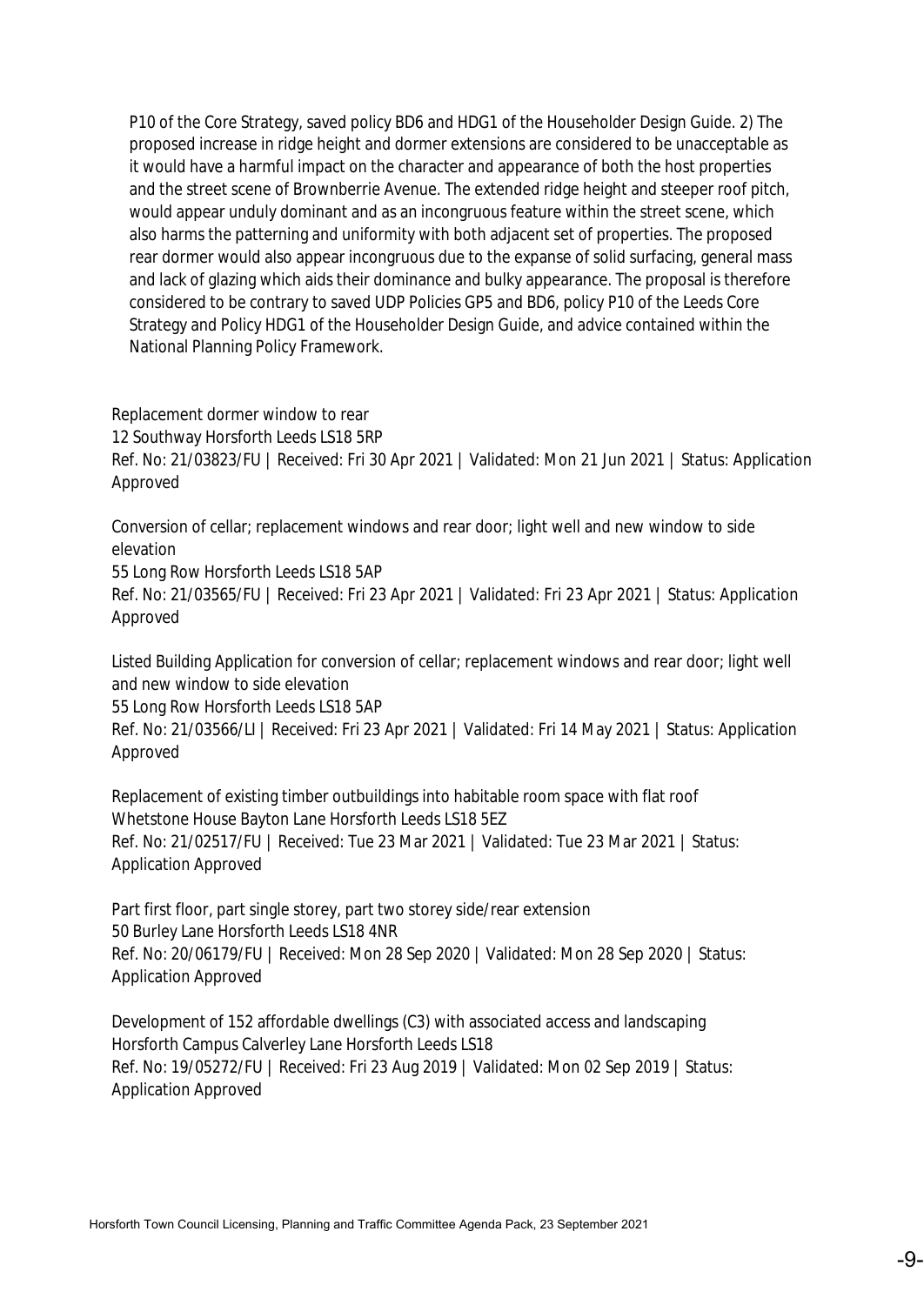P10 of the Core Strategy, saved policy BD6 and HDG1 of the Householder Design Guide. 2) The proposed increase in ridge height and dormer extensions are considered to be unacceptable as it would have a harmful impact on the character and appearance of both the host properties and the street scene of Brownberrie Avenue. The extended ridge height and steeper roof pitch, would appear unduly dominant and as an incongruous feature within the street scene, which also harms the patterning and uniformity with both adjacent set of properties. The proposed rear dormer would also appear incongruous due to the expanse of solid surfacing, general mass and lack of glazing which aids their dominance and bulky appearance. The proposal is therefore considered to be contrary to saved UDP Policies GP5 and BD6, policy P10 of the Leeds Core Strategy and Policy HDG1 of the Householder Design Guide, and advice contained within the National Planning Policy Framework.

Replacement dormer window to rear
12 Southway Horsforth Leeds LS18 5RP
Ref. No: 21/03823/FU | Received: Fri 30 Apr 2021 | Validated: Mon 21 Jun 2021 | Status: Application Approved

Conversion of cellar; replacement windows and rear door; light well and new window to side elevation
55 Long Row Horsforth Leeds LS18 5AP
Ref. No: 21/03565/FU | Received: Fri 23 Apr 2021 | Validated: Fri 23 Apr 2021 | Status: Application Approved

Listed Building Application for conversion of cellar; replacement windows and rear door; light well and new window to side elevation
55 Long Row Horsforth Leeds LS18 5AP
Ref. No: 21/03566/LI | Received: Fri 23 Apr 2021 | Validated: Fri 14 May 2021 | Status: Application Approved

Replacement of existing timber outbuildings into habitable room space with flat roof
Whetstone House Bayton Lane Horsforth Leeds LS18 5EZ
Ref. No: 21/02517/FU | Received: Tue 23 Mar 2021 | Validated: Tue 23 Mar 2021 | Status: Application Approved

Part first floor, part single storey, part two storey side/rear extension
50 Burley Lane Horsforth Leeds LS18 4NR
Ref. No: 20/06179/FU | Received: Mon 28 Sep 2020 | Validated: Mon 28 Sep 2020 | Status: Application Approved

Development of 152 affordable dwellings (C3) with associated access and landscaping
Horsforth Campus Calverley Lane Horsforth Leeds LS18
Ref. No: 19/05272/FU | Received: Fri 23 Aug 2019 | Validated: Mon 02 Sep 2019 | Status: Application Approved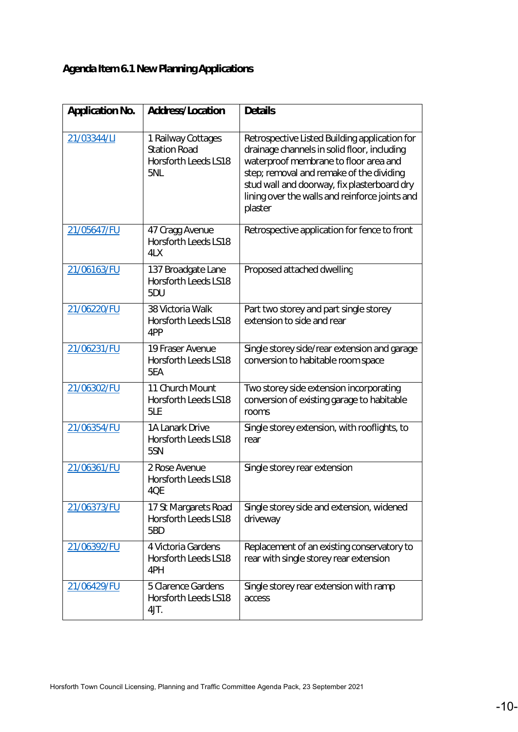**Agenda Item 6.1 New Planning Applications**

| Application No. | Address/Location | Details |
|---|---|---|
| 21/03344/LI | 1 Railway Cottages Station Road Horsforth Leeds LS18 5NL | Retrospective Listed Building application for drainage channels in solid floor, including waterproof membrane to floor area and step; removal and remake of the dividing stud wall and doorway, fix plasterboard dry lining over the walls and reinforce joints and plaster |
| 21/05647/FU | 47 Cragg Avenue Horsforth Leeds LS18 4LX | Retrospective application for fence to front |
| 21/06163/FU | 137 Broadgate Lane Horsforth Leeds LS18 5DU | Proposed attached dwelling |
| 21/06220/FU | 38 Victoria Walk Horsforth Leeds LS18 4PP | Part two storey and part single storey extension to side and rear |
| 21/06231/FU | 19 Fraser Avenue Horsforth Leeds LS18 5EA | Single storey side/rear extension and garage conversion to habitable room space |
| 21/06302/FU | 11 Church Mount Horsforth Leeds LS18 5LE | Two storey side extension incorporating conversion of existing garage to habitable rooms |
| 21/06354/FU | 1A Lanark Drive Horsforth Leeds LS18 5SN | Single storey extension, with rooflights, to rear |
| 21/06361/FU | 2 Rose Avenue Horsforth Leeds LS18 4QE | Single storey rear extension |
| 21/06373/FU | 17 St Margarets Road Horsforth Leeds LS18 5BD | Single storey side and extension, widened driveway |
| 21/06392/FU | 4 Victoria Gardens Horsforth Leeds LS18 4PH | Replacement of an existing conservatory to rear with single storey rear extension |
| 21/06429/FU | 5 Clarence Gardens Horsforth Leeds LS18 4JT. | Single storey rear extension with ramp access |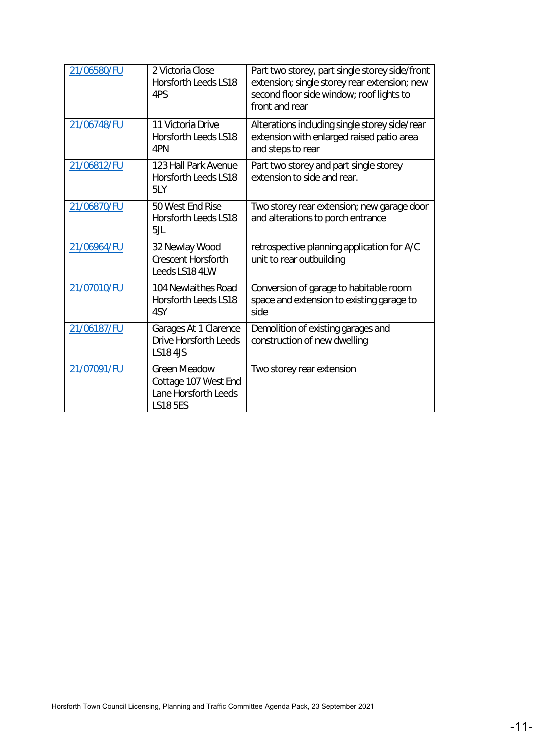| | | |
|---|---|---|
| 21/06580/FU | 2 Victoria Close Horsforth Leeds LS18 4PS | Part two storey, part single storey side/front extension; single storey rear extension; new second floor side window; roof lights to front and rear |
| 21/06748/FU | 11 Victoria Drive Horsforth Leeds LS18 4PN | Alterations including single storey side/rear extension with enlarged raised patio area and steps to rear |
| 21/06812/FU | 123 Hall Park Avenue Horsforth Leeds LS18 5LY | Part two storey and part single storey extension to side and rear. |
| 21/06870/FU | 50 West End Rise Horsforth Leeds LS18 5JL | Two storey rear extension; new garage door and alterations to porch entrance |
| 21/06964/FU | 32 Newlay Wood Crescent Horsforth Leeds LS18 4LW | retrospective planning application for A/C unit to rear outbuilding |
| 21/07010/FU | 104 Newlaithes Road Horsforth Leeds LS18 4SY | Conversion of garage to habitable room space and extension to existing garage to side |
| 21/06187/FU | Garages At 1 Clarence Drive Horsforth Leeds LS18 4JS | Demolition of existing garages and construction of new dwelling |
| 21/07091/FU | Green Meadow Cottage 107 West End Lane Horsforth Leeds LS18 5ES | Two storey rear extension |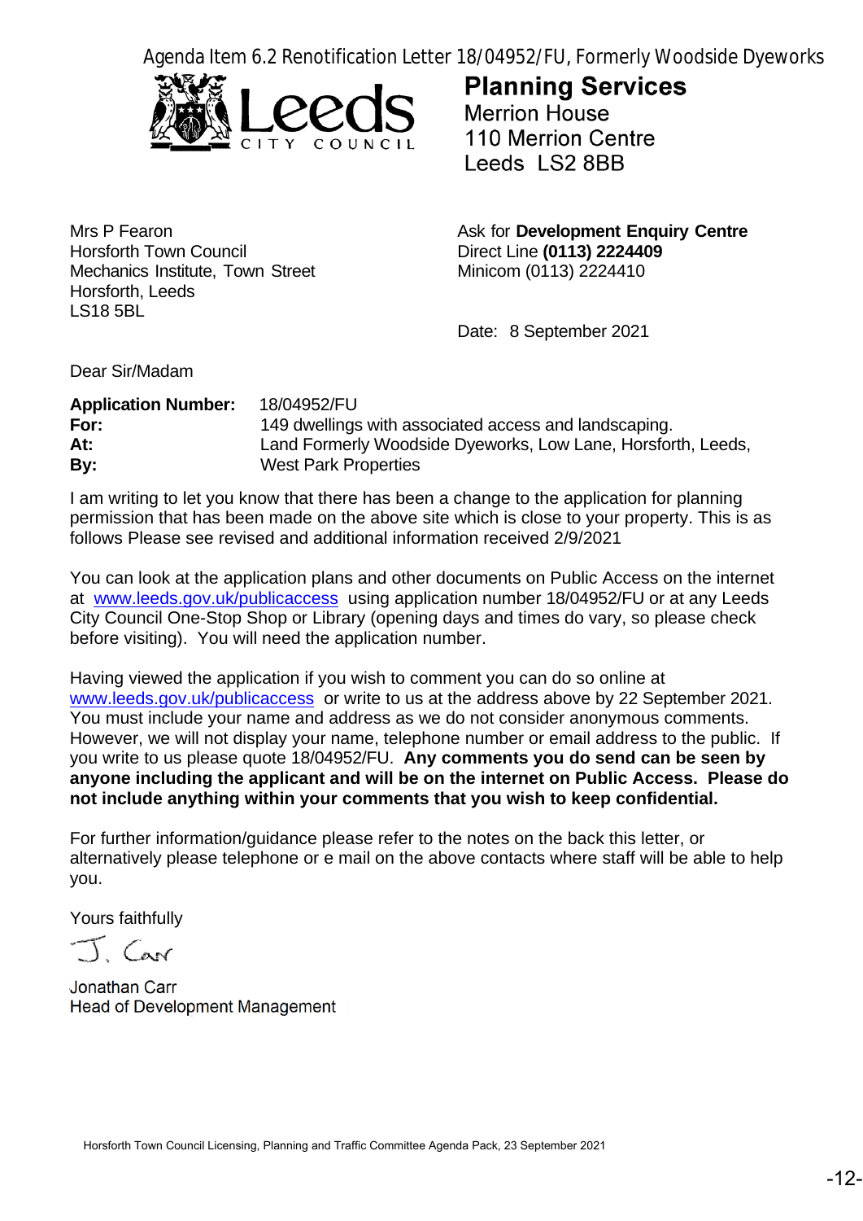Agenda Item 6.2 Renotification Letter 18/04952/FU, Formerly Woodside Dyeworks

Leeds CITY COUNCIL

**Planning Services**
Merrion House
110 Merrion Centre
Leeds LS2 8BB

Mrs P Fearon
Horsforth Town Council
Mechanics Institute, Town Street
Horsforth, Leeds
LS18 5BL

Ask for **Development Enquiry Centre**
Direct Line **(0113) 2224409**
Minicom (0113) 2224410

Date: 8 September 2021

Dear Sir/Madam

| | |
|---|---|
| **Application Number:** | 18/04952/FU |
| **For:** | 149 dwellings with associated access and landscaping. |
| **At:** | Land Formerly Woodside Dyeworks, Low Lane, Horsforth, Leeds, |
| **By:** | West Park Properties |

I am writing to let you know that there has been a change to the application for planning permission that has been made on the above site which is close to your property. This is as follows Please see revised and additional information received 2/9/2021

You can look at the application plans and other documents on Public Access on the internet at www.leeds.gov.uk/publicaccess using application number 18/04952/FU or at any Leeds City Council One-Stop Shop or Library (opening days and times do vary, so please check before visiting). You will need the application number.

Having viewed the application if you wish to comment you can do so online at www.leeds.gov.uk/publicaccess or write to us at the address above by 22 September 2021. You must include your name and address as we do not consider anonymous comments. However, we will not display your name, telephone number or email address to the public. If you write to us please quote 18/04952/FU. **Any comments you do send can be seen by anyone including the applicant and will be on the internet on Public Access. Please do not include anything within your comments that you wish to keep confidential.**

For further information/guidance please refer to the notes on the back this letter, or alternatively please telephone or e mail on the above contacts where staff will be able to help you.

Yours faithfully

J. Carr

Jonathan Carr
Head of Development Management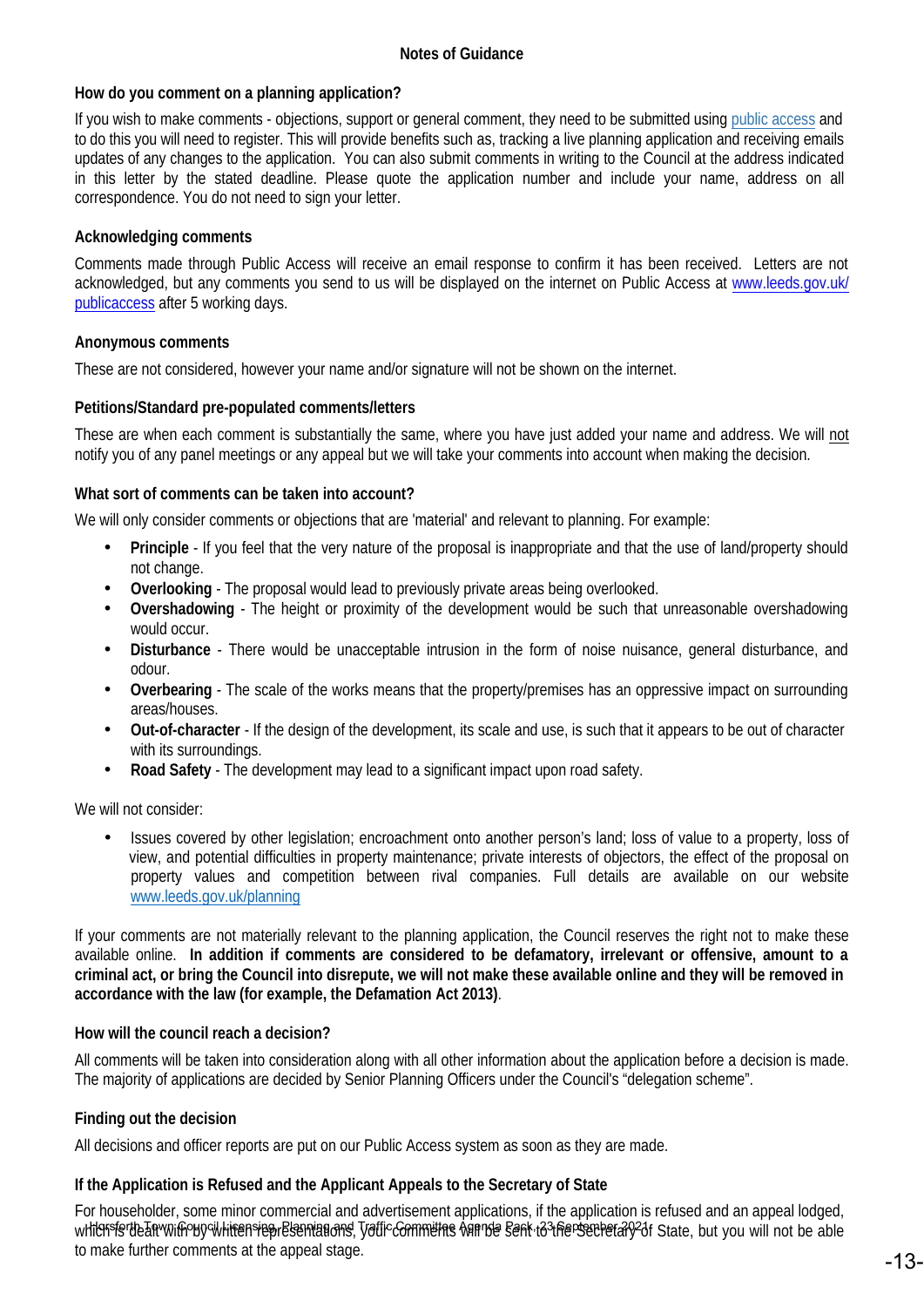## Notes of Guidance

### How do you comment on a planning application?

If you wish to make comments - objections, support or general comment, they need to be submitted using public access and to do this you will need to register. This will provide benefits such as, tracking a live planning application and receiving emails updates of any changes to the application. You can also submit comments in writing to the Council at the address indicated in this letter by the stated deadline. Please quote the application number and include your name, address on all correspondence. You do not need to sign your letter.

### Acknowledging comments

Comments made through Public Access will receive an email response to confirm it has been received. Letters are not acknowledged, but any comments you send to us will be displayed on the internet on Public Access at www.leeds.gov.uk/publicaccess after 5 working days.

### Anonymous comments

These are not considered, however your name and/or signature will not be shown on the internet.

### Petitions/Standard pre-populated comments/letters

These are when each comment is substantially the same, where you have just added your name and address. We will not notify you of any panel meetings or any appeal but we will take your comments into account when making the decision.

### What sort of comments can be taken into account?

We will only consider comments or objections that are 'material' and relevant to planning. For example:

- **Principle** - If you feel that the very nature of the proposal is inappropriate and that the use of land/property should not change.
- **Overlooking** - The proposal would lead to previously private areas being overlooked.
- **Overshadowing** - The height or proximity of the development would be such that unreasonable overshadowing would occur.
- **Disturbance** - There would be unacceptable intrusion in the form of noise nuisance, general disturbance, and odour.
- **Overbearing** - The scale of the works means that the property/premises has an oppressive impact on surrounding areas/houses.
- **Out-of-character** - If the design of the development, its scale and use, is such that it appears to be out of character with its surroundings.
- **Road Safety** - The development may lead to a significant impact upon road safety.

We will not consider:

- Issues covered by other legislation; encroachment onto another person's land; loss of value to a property, loss of view, and potential difficulties in property maintenance; private interests of objectors, the effect of the proposal on property values and competition between rival companies. Full details are available on our website www.leeds.gov.uk/planning

If your comments are not materially relevant to the planning application, the Council reserves the right not to make these available online. **In addition if comments are considered to be defamatory, irrelevant or offensive, amount to a criminal act, or bring the Council into disrepute, we will not make these available online and they will be removed in accordance with the law (for example, the Defamation Act 2013)**.

### How will the council reach a decision?

All comments will be taken into consideration along with all other information about the application before a decision is made. The majority of applications are decided by Senior Planning Officers under the Council's "delegation scheme".

### Finding out the decision

All decisions and officer reports are put on our Public Access system as soon as they are made.

### If the Application is Refused and the Applicant Appeals to the Secretary of State

For householder, some minor commercial and advertisement applications, if the application is refused and an appeal lodged, which is dealt with by written representations, your comments will be sent to the Secretary of State, but you will not be able to make further comments at the appeal stage.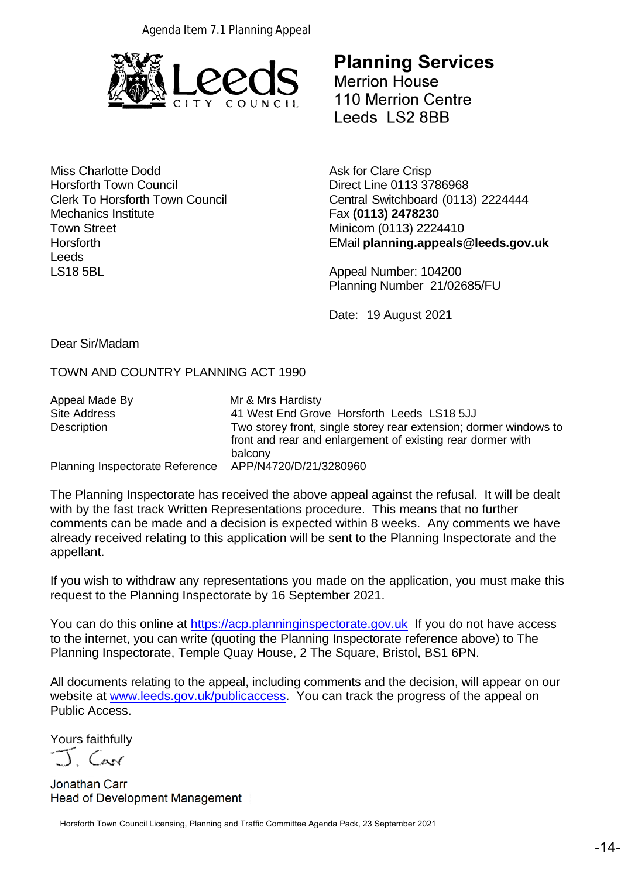Agenda Item 7.1 Planning Appeal

# Planning Services

Merrion House
110 Merrion Centre
Leeds LS2 8BB

Miss Charlotte Dodd
Horsforth Town Council
Clerk To Horsforth Town Council
Mechanics Institute
Town Street
Horsforth
Leeds
LS18 5BL

Ask for Clare Crisp
Direct Line 0113 3786968
Central Switchboard (0113) 2224444
Fax **(0113) 2478230**
Minicom (0113) 2224410
EMail **planning.appeals@leeds.gov.uk**

Appeal Number: 104200
Planning Number 21/02685/FU

Date: 19 August 2021

Dear Sir/Madam

TOWN AND COUNTRY PLANNING ACT 1990

| | |
|---|---|
| Appeal Made By | Mr & Mrs Hardisty |
| Site Address | 41 West End Grove Horsforth Leeds LS18 5JJ |
| Description | Two storey front, single storey rear extension; dormer windows to front and rear and enlargement of existing rear dormer with balcony |
| Planning Inspectorate Reference | APP/N4720/D/21/3280960 |

The Planning Inspectorate has received the above appeal against the refusal. It will be dealt with by the fast track Written Representations procedure. This means that no further comments can be made and a decision is expected within 8 weeks. Any comments we have already received relating to this application will be sent to the Planning Inspectorate and the appellant.

If you wish to withdraw any representations you made on the application, you must make this request to the Planning Inspectorate by 16 September 2021.

You can do this online at https://acp.planninginspectorate.gov.uk If you do not have access to the internet, you can write (quoting the Planning Inspectorate reference above) to The Planning Inspectorate, Temple Quay House, 2 The Square, Bristol, BS1 6PN.

All documents relating to the appeal, including comments and the decision, will appear on our website at www.leeds.gov.uk/publicaccess. You can track the progress of the appeal on Public Access.

Yours faithfully

J. Carr

Jonathan Carr
Head of Development Management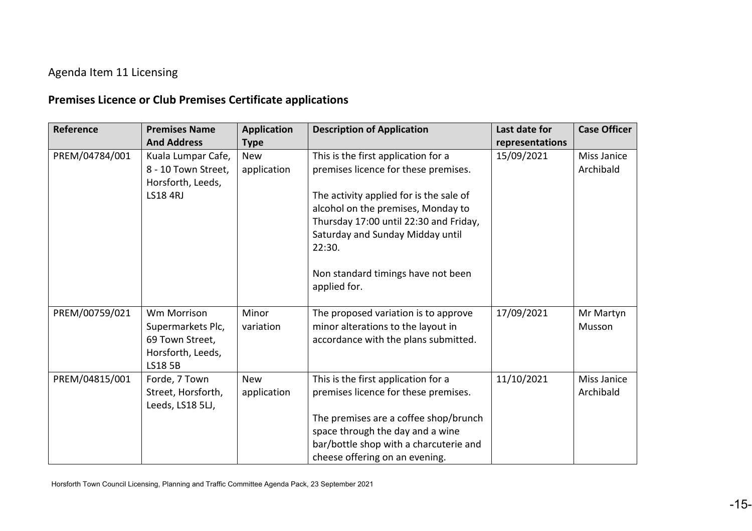Agenda Item 11 Licensing

## Premises Licence or Club Premises Certificate applications

| Reference | Premises Name And Address | Application Type | Description of Application | Last date for representations | Case Officer |
|---|---|---|---|---|---|
| PREM/04784/001 | Kuala Lumpar Cafe, 8 - 10 Town Street, Horsforth, Leeds, LS18 4RJ | New application | This is the first application for a premises licence for these premises.<br><br>The activity applied for is the sale of alcohol on the premises, Monday to Thursday 17:00 until 22:30 and Friday, Saturday and Sunday Midday until 22:30.<br><br>Non standard timings have not been applied for. | 15/09/2021 | Miss Janice Archibald |
| PREM/00759/021 | Wm Morrison Supermarkets Plc, 69 Town Street, Horsforth, Leeds, LS18 5B | Minor variation | The proposed variation is to approve minor alterations to the layout in accordance with the plans submitted. | 17/09/2021 | Mr Martyn Musson |
| PREM/04815/001 | Forde, 7 Town Street, Horsforth, Leeds, LS18 5LJ, | New application | This is the first application for a premises licence for these premises.<br><br>The premises are a coffee shop/brunch space through the day and a wine bar/bottle shop with a charcuterie and cheese offering on an evening. | 11/10/2021 | Miss Janice Archibald |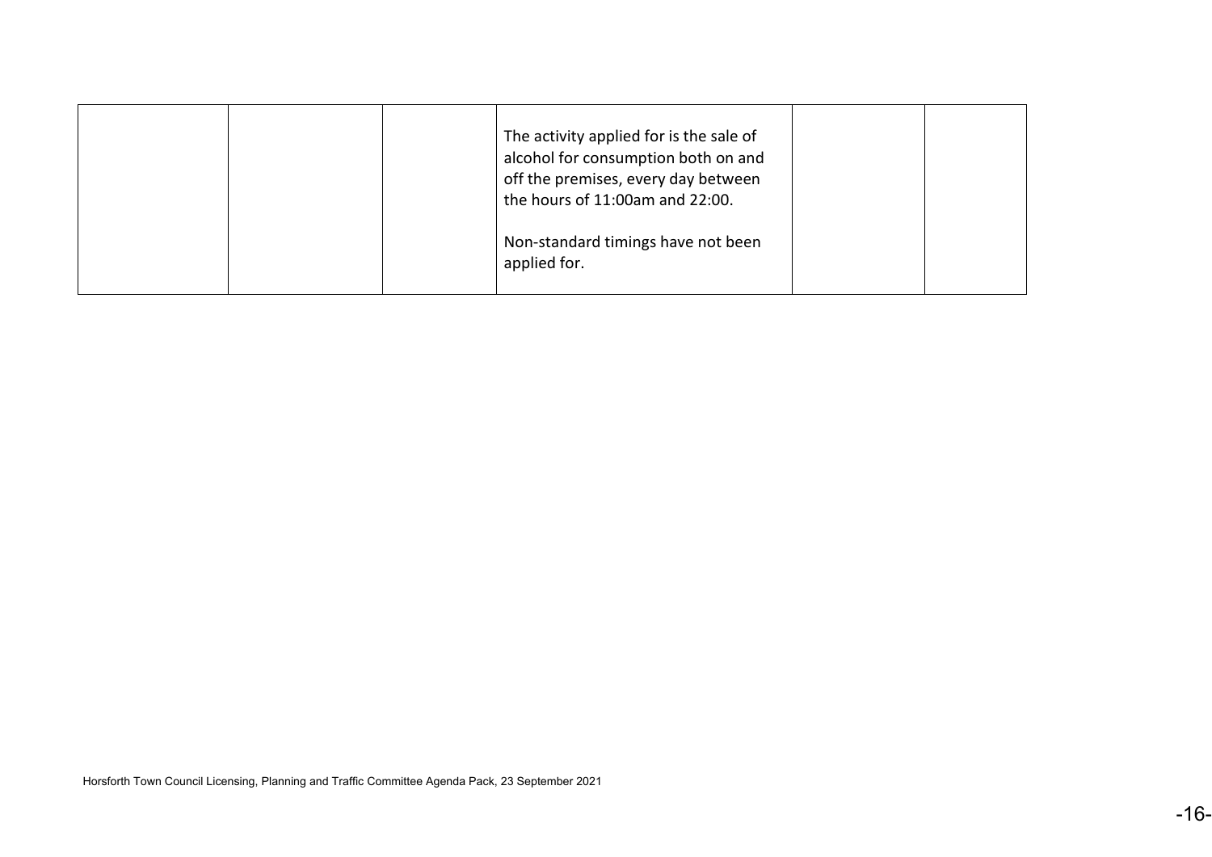| | | | | | |
|---|---|---|---|---|---|
| | | | The activity applied for is the sale of alcohol for consumption both on and off the premises, every day between the hours of 11:00am and 22:00.<br><br>Non-standard timings have not been applied for. | | |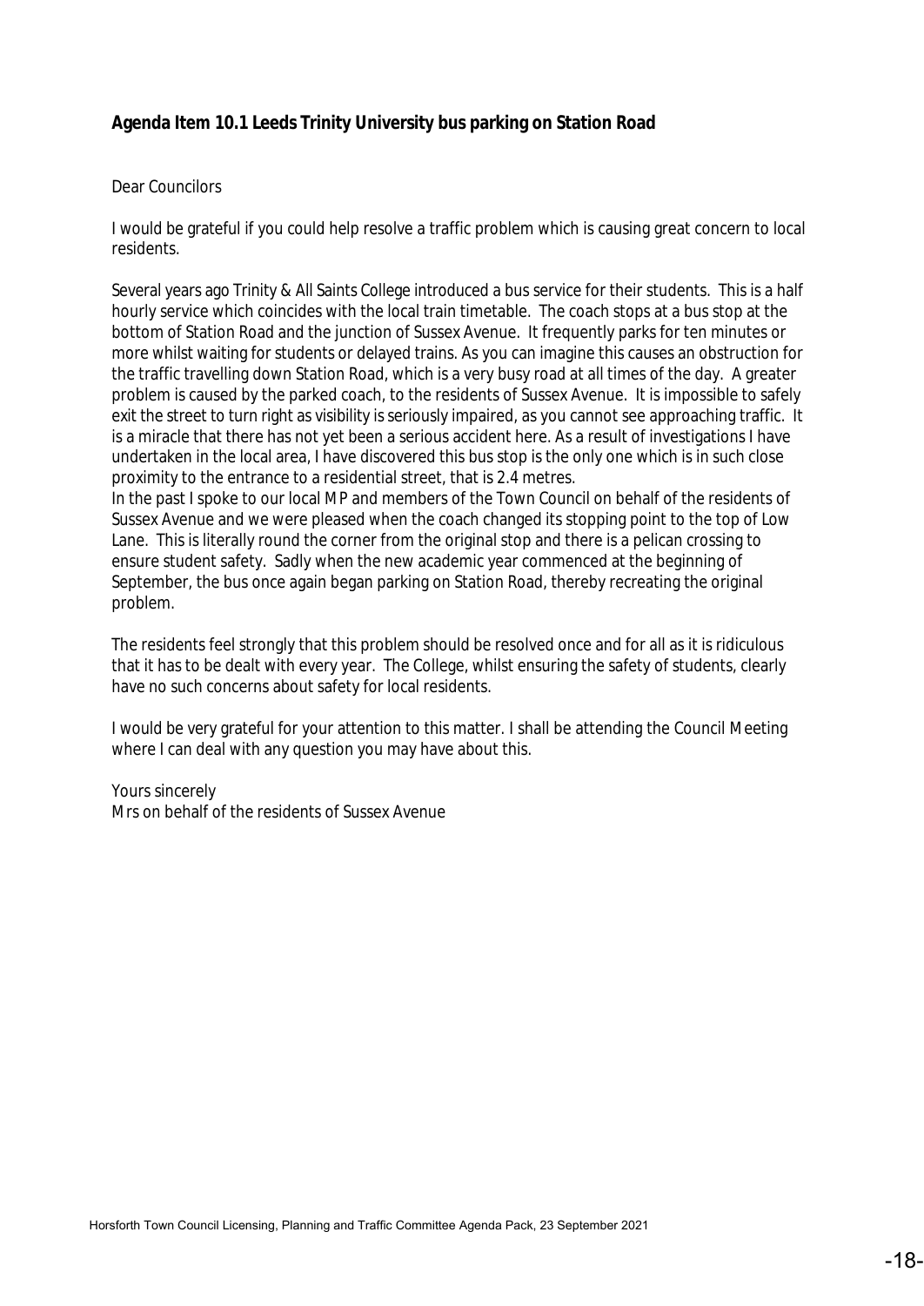**Agenda Item 10.1 Leeds Trinity University bus parking on Station Road**

Dear Councilors

I would be grateful if you could help resolve a traffic problem which is causing great concern to local residents.

Several years ago Trinity & All Saints College introduced a bus service for their students. This is a half hourly service which coincides with the local train timetable. The coach stops at a bus stop at the bottom of Station Road and the junction of Sussex Avenue. It frequently parks for ten minutes or more whilst waiting for students or delayed trains. As you can imagine this causes an obstruction for the traffic travelling down Station Road, which is a very busy road at all times of the day. A greater problem is caused by the parked coach, to the residents of Sussex Avenue. It is impossible to safely exit the street to turn right as visibility is seriously impaired, as you cannot see approaching traffic. It is a miracle that there has not yet been a serious accident here. As a result of investigations I have undertaken in the local area, I have discovered this bus stop is the only one which is in such close proximity to the entrance to a residential street, that is 2.4 metres.
In the past I spoke to our local MP and members of the Town Council on behalf of the residents of Sussex Avenue and we were pleased when the coach changed its stopping point to the top of Low Lane. This is literally round the corner from the original stop and there is a pelican crossing to ensure student safety. Sadly when the new academic year commenced at the beginning of September, the bus once again began parking on Station Road, thereby recreating the original problem.

The residents feel strongly that this problem should be resolved once and for all as it is ridiculous that it has to be dealt with every year. The College, whilst ensuring the safety of students, clearly have no such concerns about safety for local residents.

I would be very grateful for your attention to this matter. I shall be attending the Council Meeting where I can deal with any question you may have about this.

Yours sincerely
Mrs on behalf of the residents of Sussex Avenue